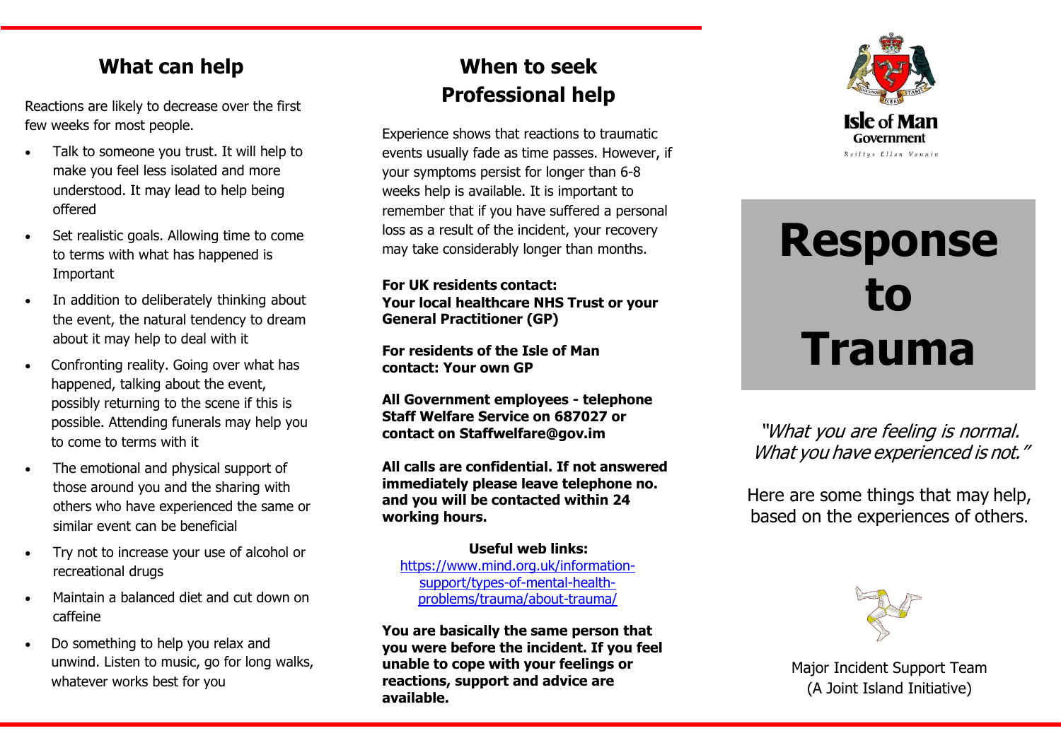## What can help

Reactions are likely to decrease over the first few weeks for most people.

- Talk to someone you trust. It will help to make you feel less isolated and more understood. It may lead to help being offered
- Set realistic goals. Allowing time to come to terms with what has happened is Important
- In addition to deliberately thinking about the event, the natural tendency to dream about it may help to deal with it
- Confronting reality. Going over what has happened, talking about the event, possibly returning to the scene if this is possible. Attending funerals may help you to come to terms with it
- The emotional and physical support of those around you and the sharing with others who have experienced the same or similar event can be beneficial
- Try not to increase your use of alcohol or recreational drugs
- Maintain a balanced diet and cut down on caffeine
- Do something to help you relax and unwind. Listen to music, go for long walks, whatever works best for you

## When to seek Professional help

Experience shows that reactions to traumatic events usually fade as time passes. However, if your symptoms persist for longer than 6-8 weeks help is available. It is important to remember that if you have suffered a personal loss as a result of the incident, your recovery may take considerably longer than months.

**For UK residents contact:**
**Your local healthcare NHS Trust or your General Practitioner (GP)**

**For residents of the Isle of Man contact: Your own GP**

**All Government employees - telephone Staff Welfare Service on 687027 or contact on Staffwelfare@gov.im**

**All calls are confidential. If not answered immediately please leave telephone no. and you will be contacted within 24 working hours.**

**Useful web links:**
https://www.mind.org.uk/information-support/types-of-mental-health-problems/trauma/about-trauma/

**You are basically the same person that you were before the incident. If you feel unable to cope with your feelings or reactions, support and advice are available.**

Isle of Man Government
Reiltys Ellan Vannin

# Response to Trauma

*"What you are feeling is normal. What you have experienced is not."*

Here are some things that may help, based on the experiences of others.

Major Incident Support Team
(A Joint Island Initiative)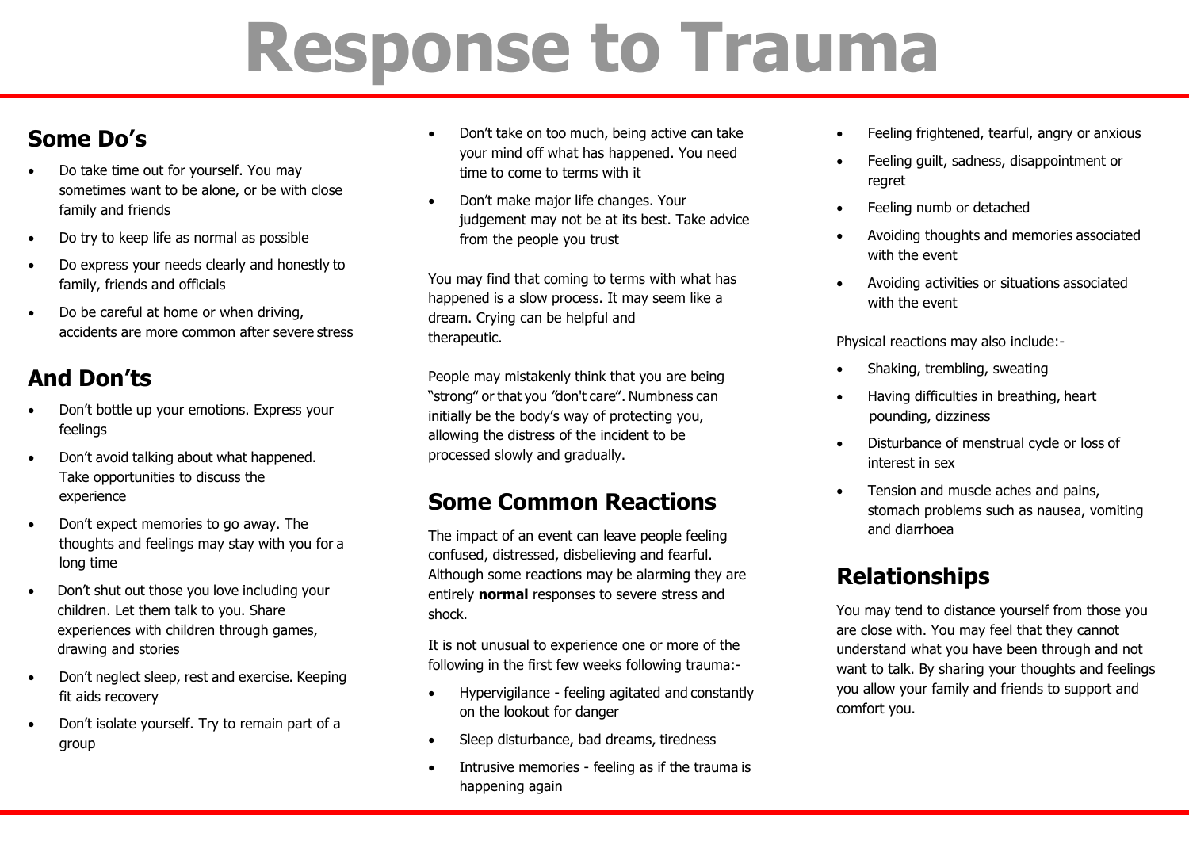# Response to Trauma

## Some Do's

- Do take time out for yourself. You may sometimes want to be alone, or be with close family and friends
- Do try to keep life as normal as possible
- Do express your needs clearly and honestly to family, friends and officials
- Do be careful at home or when driving, accidents are more common after severe stress

## And Don'ts

- Don't bottle up your emotions. Express your feelings
- Don't avoid talking about what happened. Take opportunities to discuss the experience
- Don't expect memories to go away. The thoughts and feelings may stay with you for a long time
- Don't shut out those you love including your children. Let them talk to you. Share experiences with children through games, drawing and stories
- Don't neglect sleep, rest and exercise. Keeping fit aids recovery
- Don't isolate yourself. Try to remain part of a group
- Don't take on too much, being active can take your mind off what has happened. You need time to come to terms with it
- Don't make major life changes. Your judgement may not be at its best. Take advice from the people you trust

You may find that coming to terms with what has happened is a slow process. It may seem like a dream. Crying can be helpful and therapeutic.

People may mistakenly think that you are being "strong" or that you "don't care". Numbness can initially be the body's way of protecting you, allowing the distress of the incident to be processed slowly and gradually.

## Some Common Reactions

The impact of an event can leave people feeling confused, distressed, disbelieving and fearful. Although some reactions may be alarming they are entirely **normal** responses to severe stress and shock.

It is not unusual to experience one or more of the following in the first few weeks following trauma:-

- Hypervigilance - feeling agitated and constantly on the lookout for danger
- Sleep disturbance, bad dreams, tiredness
- Intrusive memories - feeling as if the trauma is happening again
- Feeling frightened, tearful, angry or anxious
- Feeling guilt, sadness, disappointment or regret
- Feeling numb or detached
- Avoiding thoughts and memories associated with the event
- Avoiding activities or situations associated with the event

Physical reactions may also include:-

- Shaking, trembling, sweating
- Having difficulties in breathing, heart pounding, dizziness
- Disturbance of menstrual cycle or loss of interest in sex
- Tension and muscle aches and pains, stomach problems such as nausea, vomiting and diarrhoea

## Relationships

You may tend to distance yourself from those you are close with. You may feel that they cannot understand what you have been through and not want to talk. By sharing your thoughts and feelings you allow your family and friends to support and comfort you.